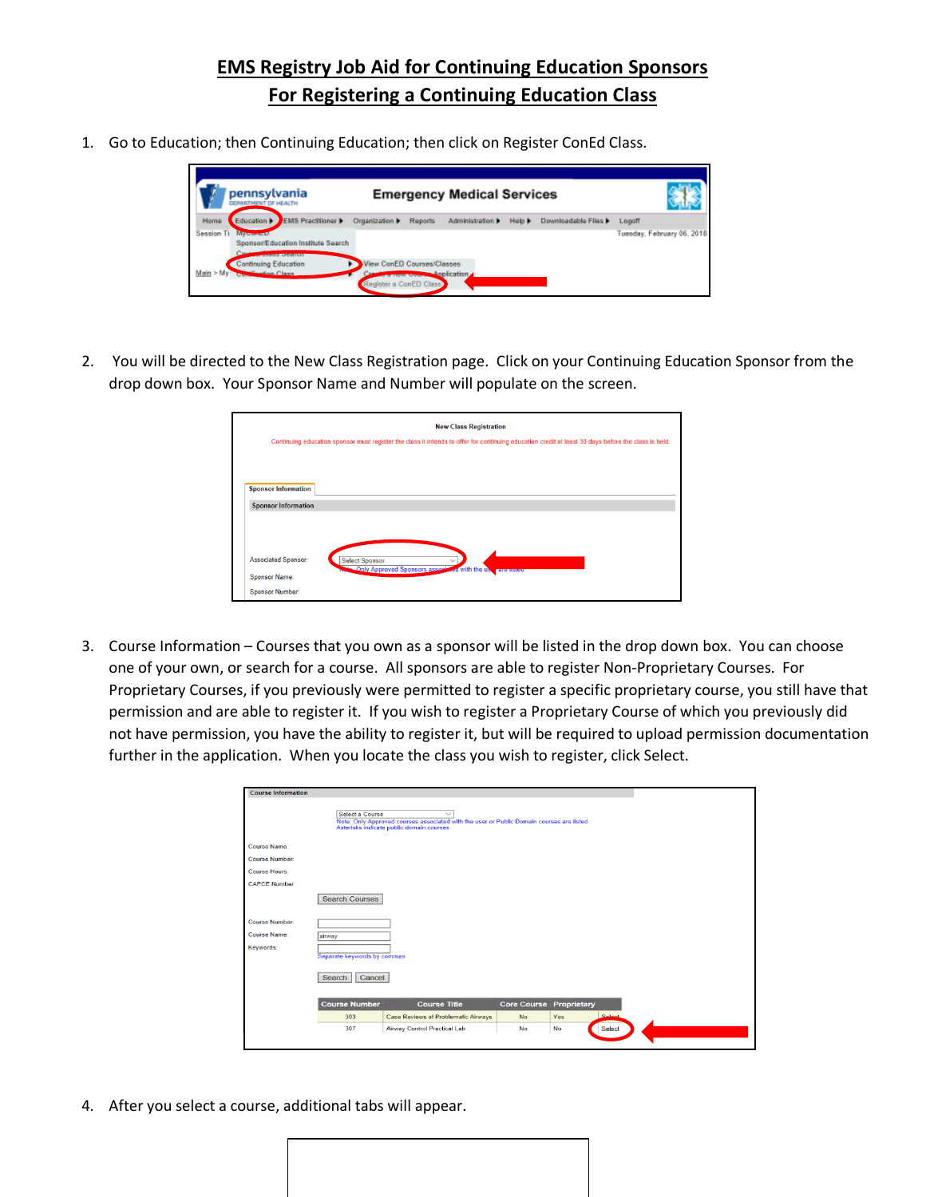# EMS Registry Job Aid for Continuing Education Sponsors
## For Registering a Continuing Education Class

1. Go to Education; then Continuing Education; then click on Register ConEd Class.

2. You will be directed to the New Class Registration page. Click on your Continuing Education Sponsor from the drop down box. Your Sponsor Name and Number will populate on the screen.

3. Course Information – Courses that you own as a sponsor will be listed in the drop down box. You can choose one of your own, or search for a course. All sponsors are able to register Non-Proprietary Courses. For Proprietary Courses, if you previously were permitted to register a specific proprietary course, you still have that permission and are able to register it. If you wish to register a Proprietary Course of which you previously did not have permission, you have the ability to register it, but will be required to upload permission documentation further in the application. When you locate the class you wish to register, click Select.

4. After you select a course, additional tabs will appear.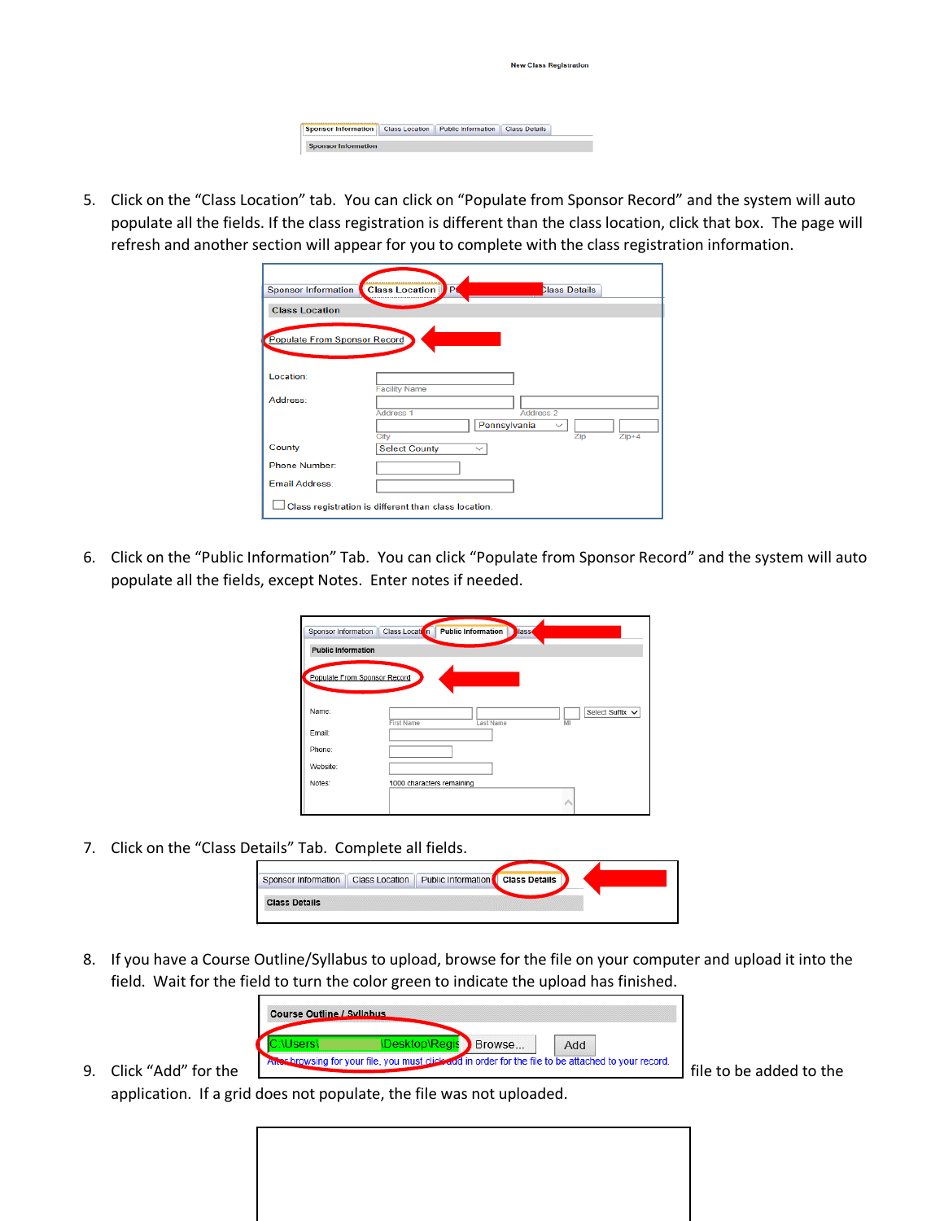5. Click on the "Class Location" tab. You can click on "Populate from Sponsor Record" and the system will auto populate all the fields. If the class registration is different than the class location, click that box. The page will refresh and another section will appear for you to complete with the class registration information.

6. Click on the "Public Information" Tab. You can click "Populate from Sponsor Record" and the system will auto populate all the fields, except Notes. Enter notes if needed.

7. Click on the "Class Details" Tab. Complete all fields.

8. If you have a Course Outline/Syllabus to upload, browse for the file on your computer and upload it into the field. Wait for the field to turn the color green to indicate the upload has finished.

9. Click "Add" for the file to be added to the application. If a grid does not populate, the file was not uploaded.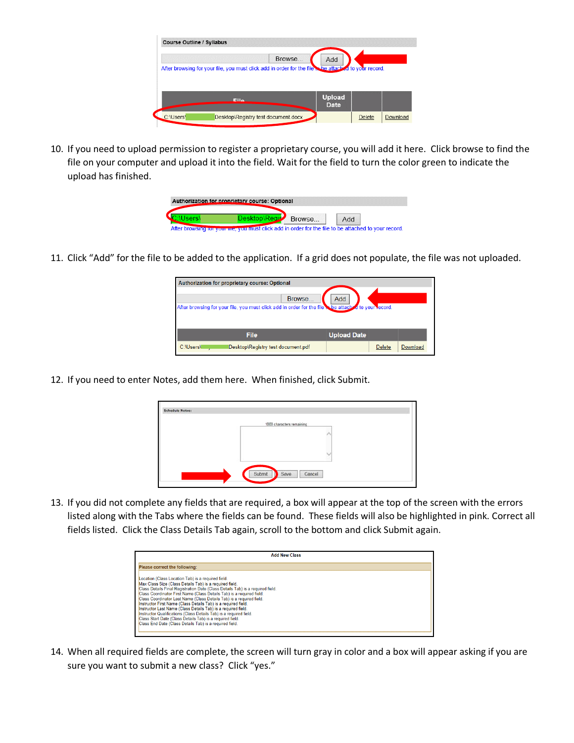10. If you need to upload permission to register a proprietary course, you will add it here. Click browse to find the file on your computer and upload it into the field. Wait for the field to turn the color green to indicate the upload has finished.

11. Click “Add” for the file to be added to the application. If a grid does not populate, the file was not uploaded.

12. If you need to enter Notes, add them here. When finished, click Submit.

13. If you did not complete any fields that are required, a box will appear at the top of the screen with the errors listed along with the Tabs where the fields can be found. These fields will also be highlighted in pink. Correct all fields listed. Click the Class Details Tab again, scroll to the bottom and click Submit again.

14. When all required fields are complete, the screen will turn gray in color and a box will appear asking if you are sure you want to submit a new class? Click “yes.”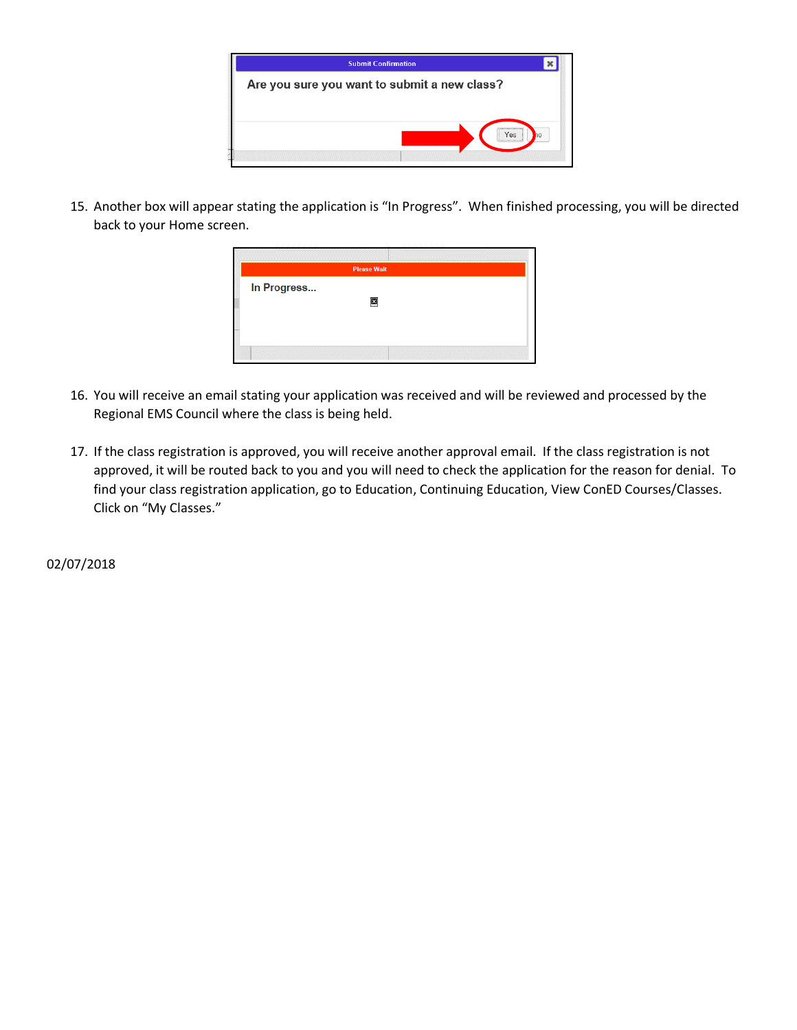15. Another box will appear stating the application is "In Progress". When finished processing, you will be directed back to your Home screen.

16. You will receive an email stating your application was received and will be reviewed and processed by the Regional EMS Council where the class is being held.

17. If the class registration is approved, you will receive another approval email. If the class registration is not approved, it will be routed back to you and you will need to check the application for the reason for denial. To find your class registration application, go to Education, Continuing Education, View ConED Courses/Classes. Click on "My Classes."

02/07/2018